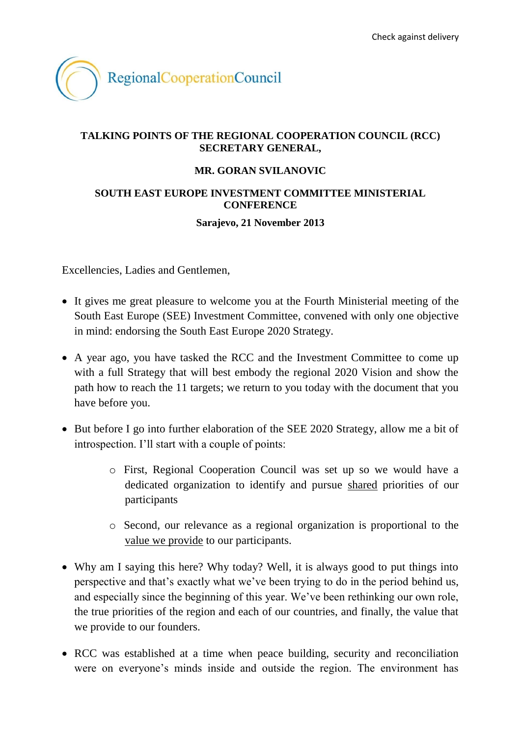Check against delivery

RegionalCooperationCouncil

**TALKING POINTS OF THE REGIONAL COOPERATION COUNCIL (RCC) SECRETARY GENERAL,**

**MR. GORAN SVILANOVIC**

**SOUTH EAST EUROPE INVESTMENT COMMITTEE MINISTERIAL CONFERENCE**

**Sarajevo, 21 November 2013**

Excellencies, Ladies and Gentlemen,

- It gives me great pleasure to welcome you at the Fourth Ministerial meeting of the South East Europe (SEE) Investment Committee, convened with only one objective in mind: endorsing the South East Europe 2020 Strategy.

- A year ago, you have tasked the RCC and the Investment Committee to come up with a full Strategy that will best embody the regional 2020 Vision and show the path how to reach the 11 targets; we return to you today with the document that you have before you.

- But before I go into further elaboration of the SEE 2020 Strategy, allow me a bit of introspection. I'll start with a couple of points:

    - First, Regional Cooperation Council was set up so we would have a dedicated organization to identify and pursue shared priorities of our participants

    - Second, our relevance as a regional organization is proportional to the value we provide to our participants.

- Why am I saying this here? Why today? Well, it is always good to put things into perspective and that's exactly what we've been trying to do in the period behind us, and especially since the beginning of this year. We've been rethinking our own role, the true priorities of the region and each of our countries, and finally, the value that we provide to our founders.

- RCC was established at a time when peace building, security and reconciliation were on everyone's minds inside and outside the region. The environment has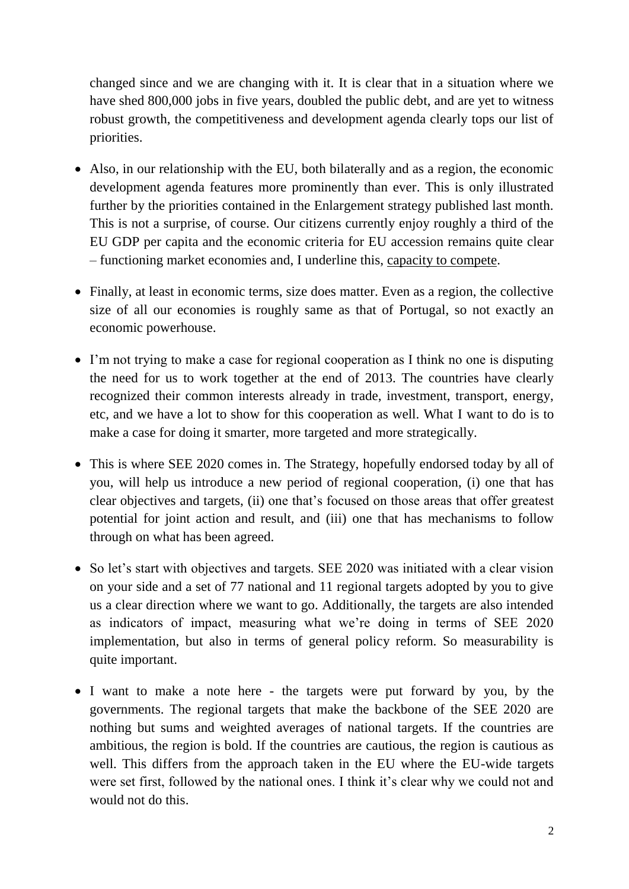changed since and we are changing with it. It is clear that in a situation where we have shed 800,000 jobs in five years, doubled the public debt, and are yet to witness robust growth, the competitiveness and development agenda clearly tops our list of priorities.

- Also, in our relationship with the EU, both bilaterally and as a region, the economic development agenda features more prominently than ever. This is only illustrated further by the priorities contained in the Enlargement strategy published last month. This is not a surprise, of course. Our citizens currently enjoy roughly a third of the EU GDP per capita and the economic criteria for EU accession remains quite clear – functioning market economies and, I underline this, <u>capacity to compete</u>.

- Finally, at least in economic terms, size does matter. Even as a region, the collective size of all our economies is roughly same as that of Portugal, so not exactly an economic powerhouse.

- I'm not trying to make a case for regional cooperation as I think no one is disputing the need for us to work together at the end of 2013. The countries have clearly recognized their common interests already in trade, investment, transport, energy, etc, and we have a lot to show for this cooperation as well. What I want to do is to make a case for doing it smarter, more targeted and more strategically.

- This is where SEE 2020 comes in. The Strategy, hopefully endorsed today by all of you, will help us introduce a new period of regional cooperation, (i) one that has clear objectives and targets, (ii) one that's focused on those areas that offer greatest potential for joint action and result, and (iii) one that has mechanisms to follow through on what has been agreed.

- So let's start with objectives and targets. SEE 2020 was initiated with a clear vision on your side and a set of 77 national and 11 regional targets adopted by you to give us a clear direction where we want to go. Additionally, the targets are also intended as indicators of impact, measuring what we're doing in terms of SEE 2020 implementation, but also in terms of general policy reform. So measurability is quite important.

- I want to make a note here - the targets were put forward by you, by the governments. The regional targets that make the backbone of the SEE 2020 are nothing but sums and weighted averages of national targets. If the countries are ambitious, the region is bold. If the countries are cautious, the region is cautious as well. This differs from the approach taken in the EU where the EU-wide targets were set first, followed by the national ones. I think it's clear why we could not and would not do this.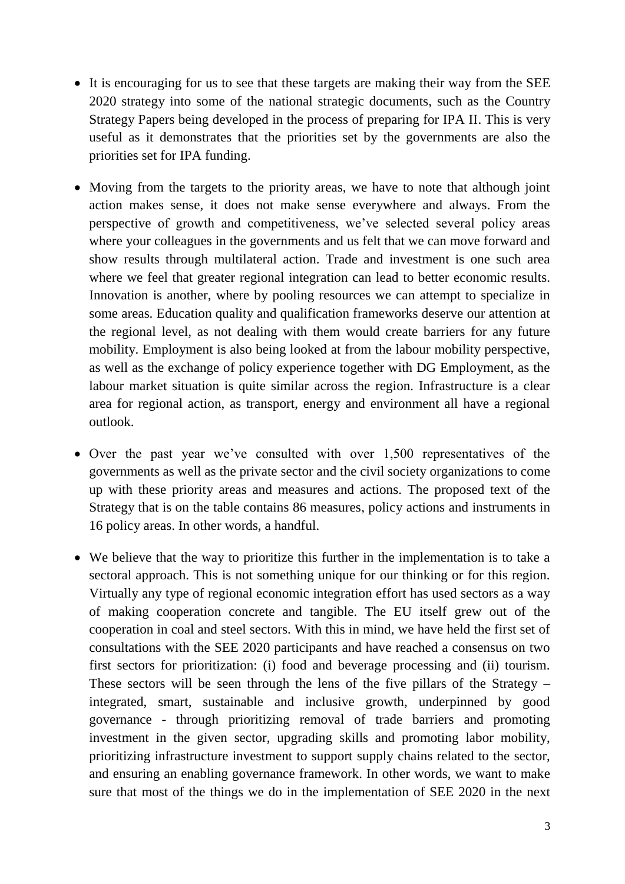- It is encouraging for us to see that these targets are making their way from the SEE 2020 strategy into some of the national strategic documents, such as the Country Strategy Papers being developed in the process of preparing for IPA II. This is very useful as it demonstrates that the priorities set by the governments are also the priorities set for IPA funding.

- Moving from the targets to the priority areas, we have to note that although joint action makes sense, it does not make sense everywhere and always. From the perspective of growth and competitiveness, we've selected several policy areas where your colleagues in the governments and us felt that we can move forward and show results through multilateral action. Trade and investment is one such area where we feel that greater regional integration can lead to better economic results. Innovation is another, where by pooling resources we can attempt to specialize in some areas. Education quality and qualification frameworks deserve our attention at the regional level, as not dealing with them would create barriers for any future mobility. Employment is also being looked at from the labour mobility perspective, as well as the exchange of policy experience together with DG Employment, as the labour market situation is quite similar across the region. Infrastructure is a clear area for regional action, as transport, energy and environment all have a regional outlook.

- Over the past year we've consulted with over 1,500 representatives of the governments as well as the private sector and the civil society organizations to come up with these priority areas and measures and actions. The proposed text of the Strategy that is on the table contains 86 measures, policy actions and instruments in 16 policy areas. In other words, a handful.

- We believe that the way to prioritize this further in the implementation is to take a sectoral approach. This is not something unique for our thinking or for this region. Virtually any type of regional economic integration effort has used sectors as a way of making cooperation concrete and tangible. The EU itself grew out of the cooperation in coal and steel sectors. With this in mind, we have held the first set of consultations with the SEE 2020 participants and have reached a consensus on two first sectors for prioritization: (i) food and beverage processing and (ii) tourism. These sectors will be seen through the lens of the five pillars of the Strategy – integrated, smart, sustainable and inclusive growth, underpinned by good governance - through prioritizing removal of trade barriers and promoting investment in the given sector, upgrading skills and promoting labor mobility, prioritizing infrastructure investment to support supply chains related to the sector, and ensuring an enabling governance framework. In other words, we want to make sure that most of the things we do in the implementation of SEE 2020 in the next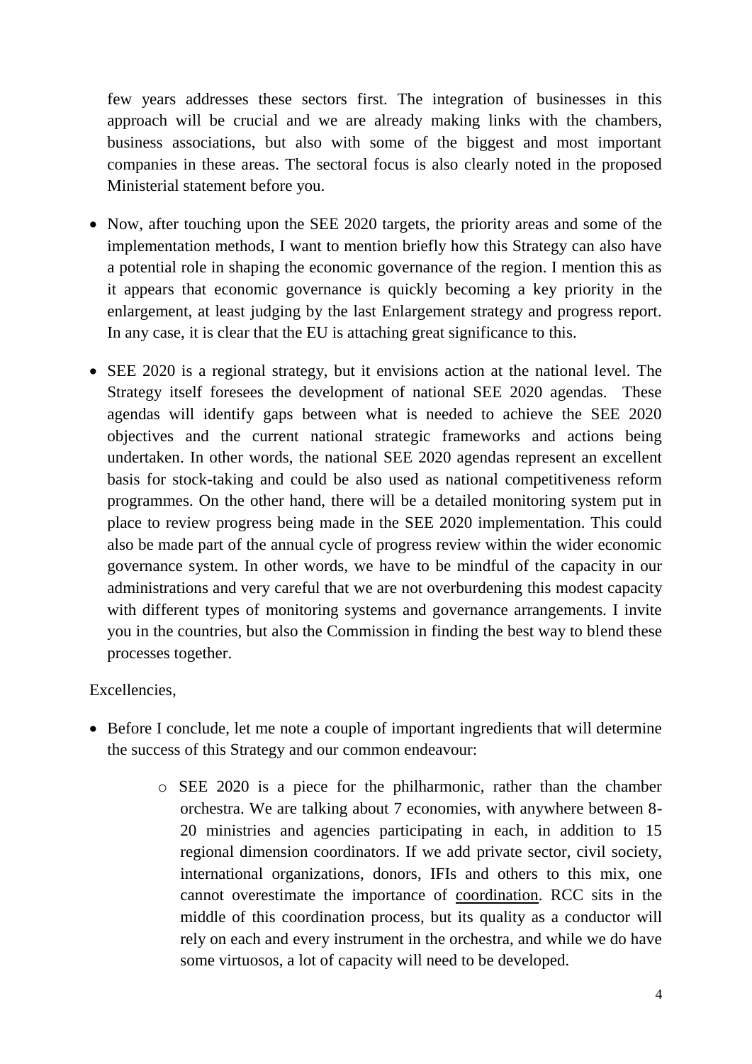few years addresses these sectors first. The integration of businesses in this approach will be crucial and we are already making links with the chambers, business associations, but also with some of the biggest and most important companies in these areas. The sectoral focus is also clearly noted in the proposed Ministerial statement before you.

- Now, after touching upon the SEE 2020 targets, the priority areas and some of the implementation methods, I want to mention briefly how this Strategy can also have a potential role in shaping the economic governance of the region. I mention this as it appears that economic governance is quickly becoming a key priority in the enlargement, at least judging by the last Enlargement strategy and progress report. In any case, it is clear that the EU is attaching great significance to this.

- SEE 2020 is a regional strategy, but it envisions action at the national level. The Strategy itself foresees the development of national SEE 2020 agendas. These agendas will identify gaps between what is needed to achieve the SEE 2020 objectives and the current national strategic frameworks and actions being undertaken. In other words, the national SEE 2020 agendas represent an excellent basis for stock-taking and could be also used as national competitiveness reform programmes. On the other hand, there will be a detailed monitoring system put in place to review progress being made in the SEE 2020 implementation. This could also be made part of the annual cycle of progress review within the wider economic governance system. In other words, we have to be mindful of the capacity in our administrations and very careful that we are not overburdening this modest capacity with different types of monitoring systems and governance arrangements. I invite you in the countries, but also the Commission in finding the best way to blend these processes together.

Excellencies,

- Before I conclude, let me note a couple of important ingredients that will determine the success of this Strategy and our common endeavour:
    - SEE 2020 is a piece for the philharmonic, rather than the chamber orchestra. We are talking about 7 economies, with anywhere between 8-20 ministries and agencies participating in each, in addition to 15 regional dimension coordinators. If we add private sector, civil society, international organizations, donors, IFIs and others to this mix, one cannot overestimate the importance of coordination. RCC sits in the middle of this coordination process, but its quality as a conductor will rely on each and every instrument in the orchestra, and while we do have some virtuosos, a lot of capacity will need to be developed.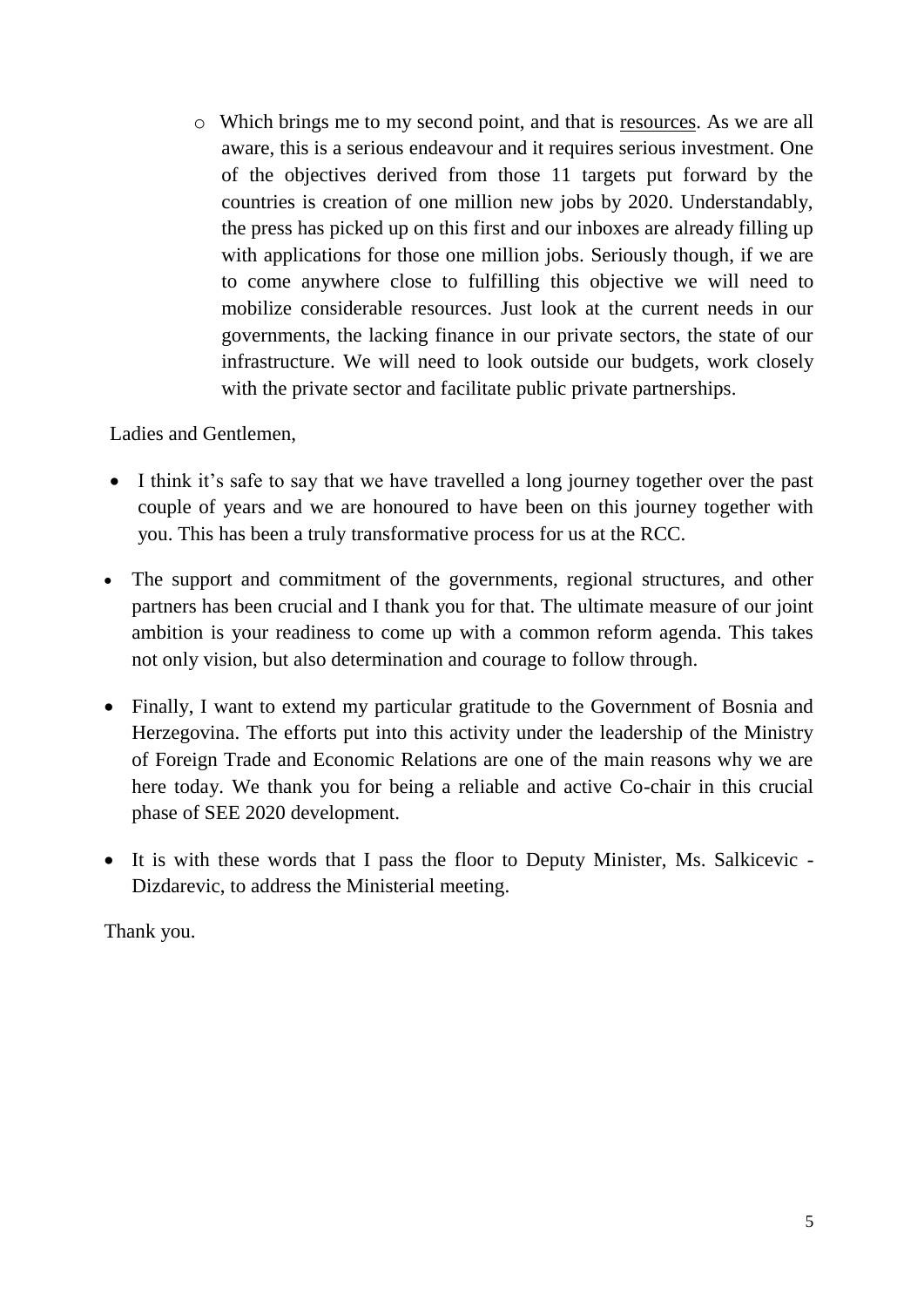- Which brings me to my second point, and that is resources. As we are all aware, this is a serious endeavour and it requires serious investment. One of the objectives derived from those 11 targets put forward by the countries is creation of one million new jobs by 2020. Understandably, the press has picked up on this first and our inboxes are already filling up with applications for those one million jobs. Seriously though, if we are to come anywhere close to fulfilling this objective we will need to mobilize considerable resources. Just look at the current needs in our governments, the lacking finance in our private sectors, the state of our infrastructure. We will need to look outside our budgets, work closely with the private sector and facilitate public private partnerships.

Ladies and Gentlemen,

- I think it's safe to say that we have travelled a long journey together over the past couple of years and we are honoured to have been on this journey together with you. This has been a truly transformative process for us at the RCC.
- The support and commitment of the governments, regional structures, and other partners has been crucial and I thank you for that. The ultimate measure of our joint ambition is your readiness to come up with a common reform agenda. This takes not only vision, but also determination and courage to follow through.
- Finally, I want to extend my particular gratitude to the Government of Bosnia and Herzegovina. The efforts put into this activity under the leadership of the Ministry of Foreign Trade and Economic Relations are one of the main reasons why we are here today. We thank you for being a reliable and active Co-chair in this crucial phase of SEE 2020 development.
- It is with these words that I pass the floor to Deputy Minister, Ms. Salkicevic - Dizdarevic, to address the Ministerial meeting.

Thank you.